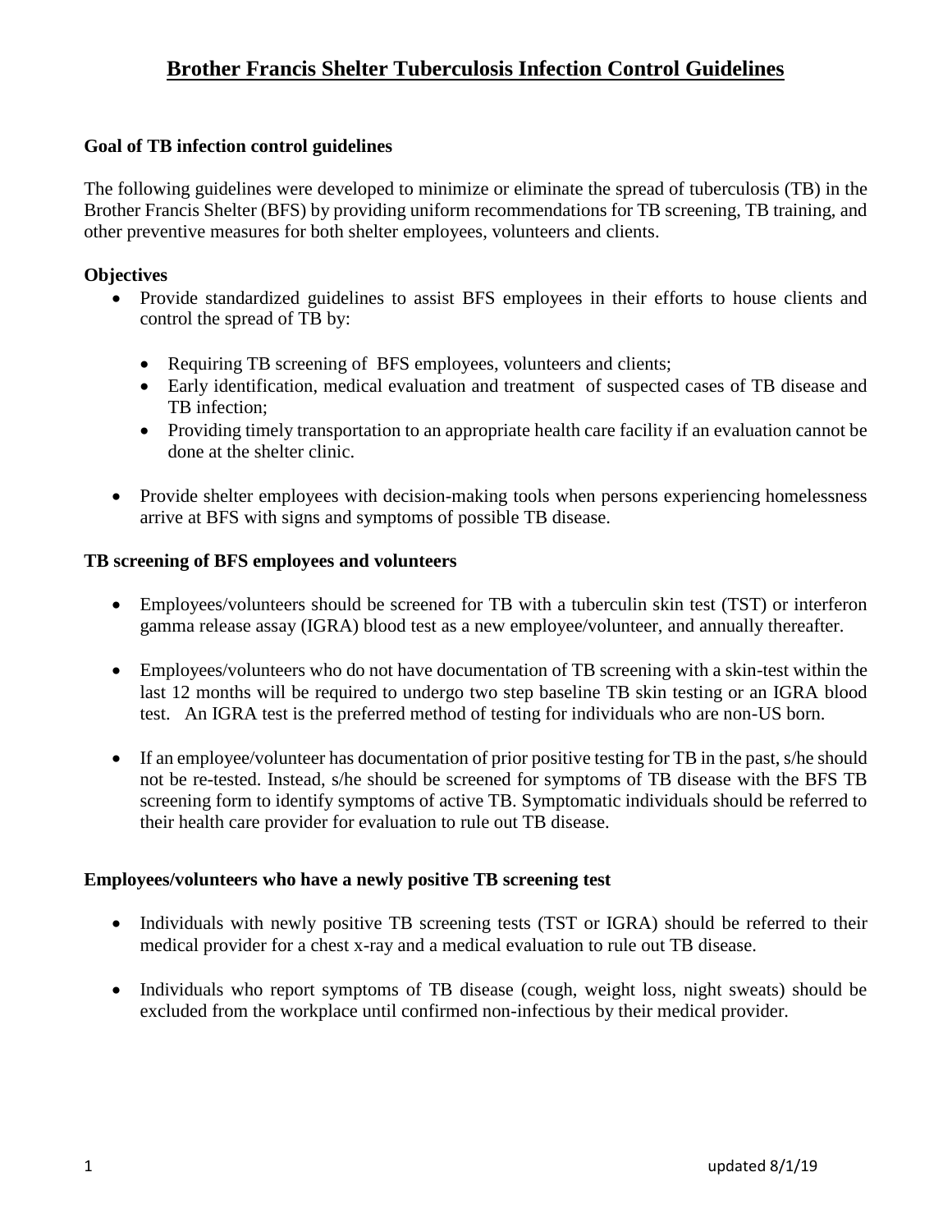# Brother Francis Shelter Tuberculosis Infection Control Guidelines

**Goal of TB infection control guidelines**

The following guidelines were developed to minimize or eliminate the spread of tuberculosis (TB) in the Brother Francis Shelter (BFS) by providing uniform recommendations for TB screening, TB training, and other preventive measures for both shelter employees, volunteers and clients.

**Objectives**

- Provide standardized guidelines to assist BFS employees in their efforts to house clients and control the spread of TB by:
  - Requiring TB screening of BFS employees, volunteers and clients;
  - Early identification, medical evaluation and treatment of suspected cases of TB disease and TB infection;
  - Providing timely transportation to an appropriate health care facility if an evaluation cannot be done at the shelter clinic.
- Provide shelter employees with decision-making tools when persons experiencing homelessness arrive at BFS with signs and symptoms of possible TB disease.

**TB screening of BFS employees and volunteers**

- Employees/volunteers should be screened for TB with a tuberculin skin test (TST) or interferon gamma release assay (IGRA) blood test as a new employee/volunteer, and annually thereafter.
- Employees/volunteers who do not have documentation of TB screening with a skin-test within the last 12 months will be required to undergo two step baseline TB skin testing or an IGRA blood test. An IGRA test is the preferred method of testing for individuals who are non-US born.
- If an employee/volunteer has documentation of prior positive testing for TB in the past, s/he should not be re-tested. Instead, s/he should be screened for symptoms of TB disease with the BFS TB screening form to identify symptoms of active TB. Symptomatic individuals should be referred to their health care provider for evaluation to rule out TB disease.

**Employees/volunteers who have a newly positive TB screening test**

- Individuals with newly positive TB screening tests (TST or IGRA) should be referred to their medical provider for a chest x-ray and a medical evaluation to rule out TB disease.
- Individuals who report symptoms of TB disease (cough, weight loss, night sweats) should be excluded from the workplace until confirmed non-infectious by their medical provider.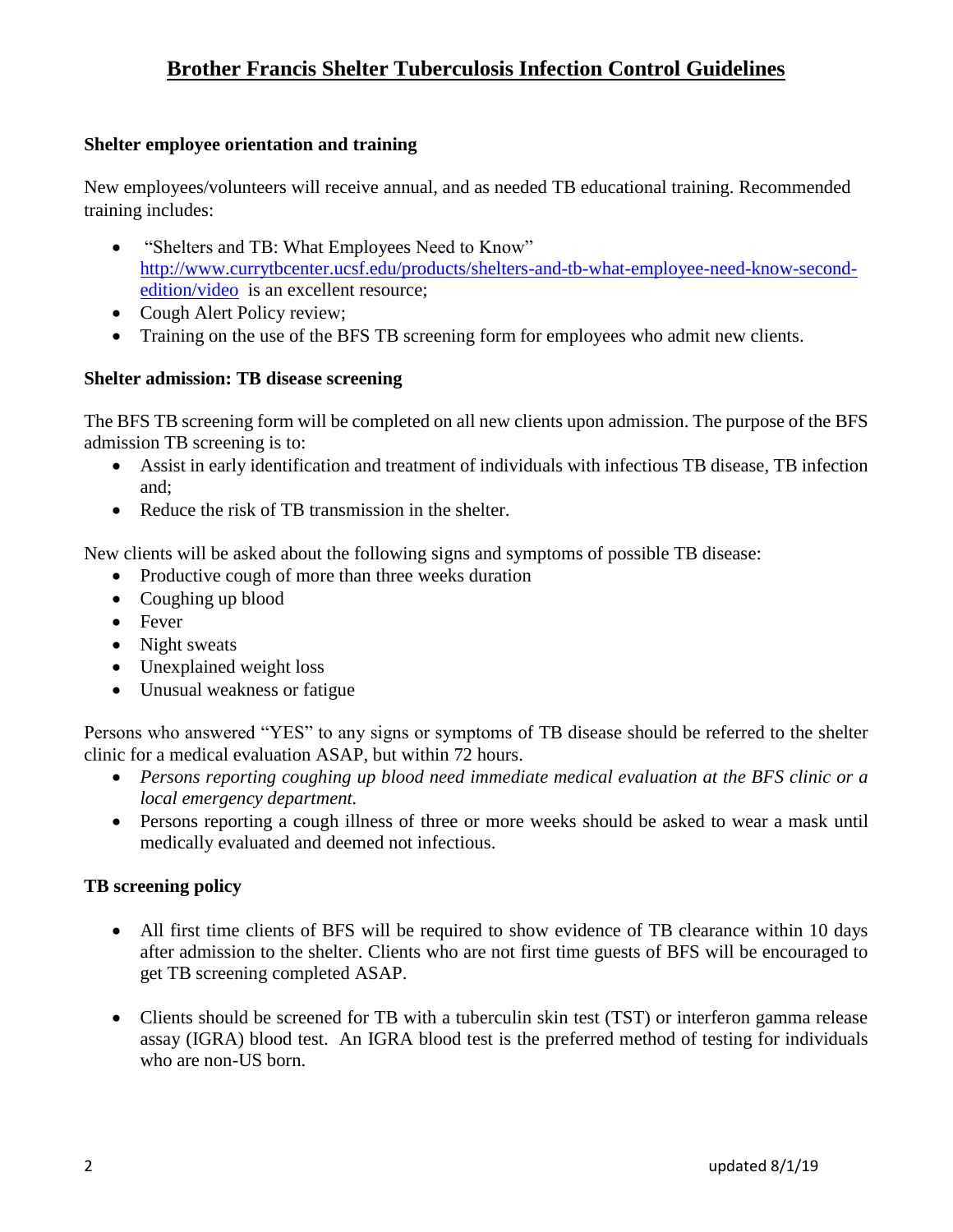# Brother Francis Shelter Tuberculosis Infection Control Guidelines

**Shelter employee orientation and training**

New employees/volunteers will receive annual, and as needed TB educational training. Recommended training includes:

- "Shelters and TB: What Employees Need to Know" [http://www.currytbcenter.ucsf.edu/products/shelters-and-tb-what-employee-need-know-second-edition/video](http://www.currytbcenter.ucsf.edu/products/shelters-and-tb-what-employee-need-know-second-edition/video) is an excellent resource;
- Cough Alert Policy review;
- Training on the use of the BFS TB screening form for employees who admit new clients.

**Shelter admission: TB disease screening**

The BFS TB screening form will be completed on all new clients upon admission. The purpose of the BFS admission TB screening is to:

- Assist in early identification and treatment of individuals with infectious TB disease, TB infection and;
- Reduce the risk of TB transmission in the shelter.

New clients will be asked about the following signs and symptoms of possible TB disease:

- Productive cough of more than three weeks duration
- Coughing up blood
- Fever
- Night sweats
- Unexplained weight loss
- Unusual weakness or fatigue

Persons who answered "YES" to any signs or symptoms of TB disease should be referred to the shelter clinic for a medical evaluation ASAP, but within 72 hours.

- *Persons reporting coughing up blood need immediate medical evaluation at the BFS clinic or a local emergency department.*
- Persons reporting a cough illness of three or more weeks should be asked to wear a mask until medically evaluated and deemed not infectious.

**TB screening policy**

- All first time clients of BFS will be required to show evidence of TB clearance within 10 days after admission to the shelter. Clients who are not first time guests of BFS will be encouraged to get TB screening completed ASAP.

- Clients should be screened for TB with a tuberculin skin test (TST) or interferon gamma release assay (IGRA) blood test. An IGRA blood test is the preferred method of testing for individuals who are non-US born.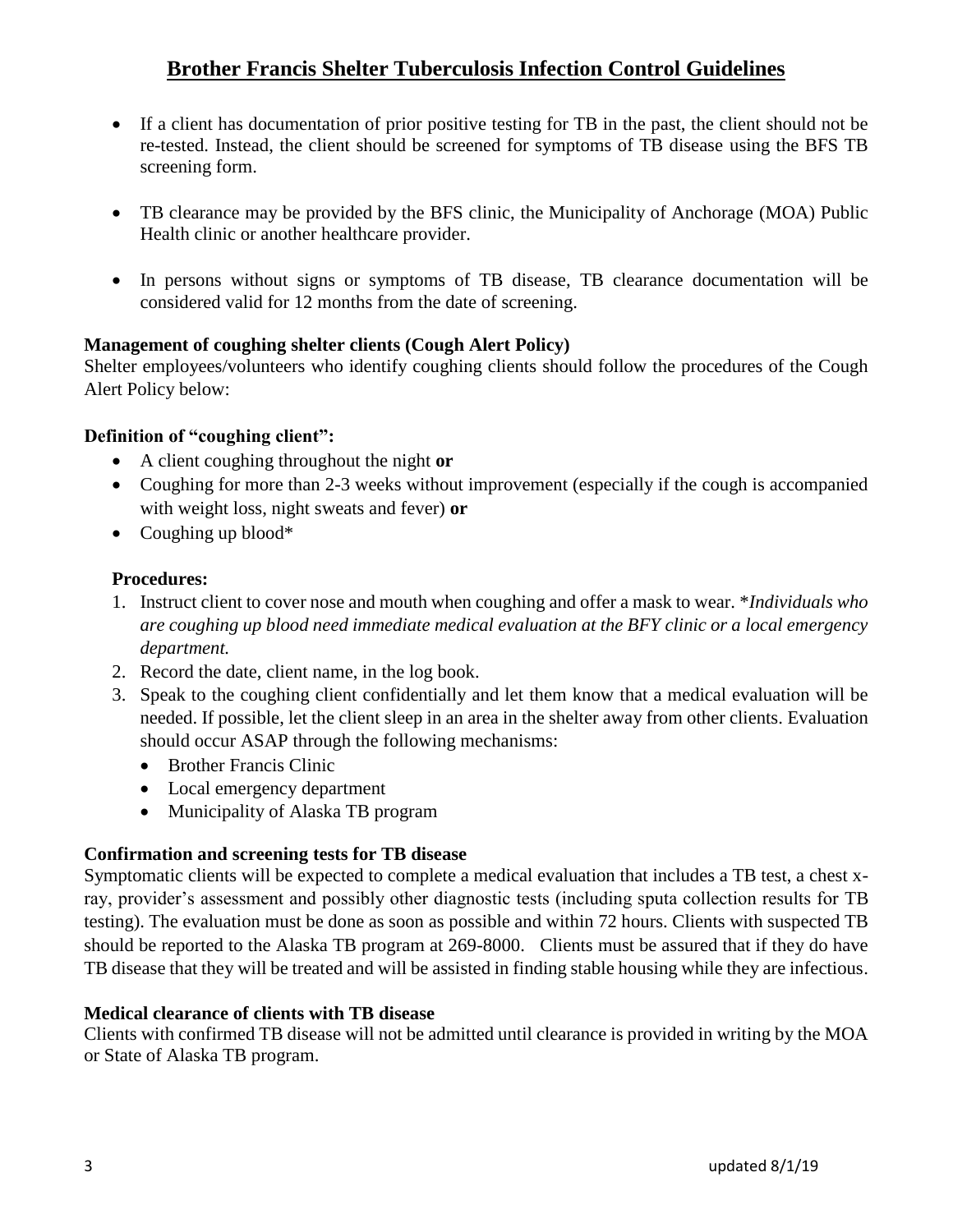# Brother Francis Shelter Tuberculosis Infection Control Guidelines

- If a client has documentation of prior positive testing for TB in the past, the client should not be re-tested. Instead, the client should be screened for symptoms of TB disease using the BFS TB screening form.
- TB clearance may be provided by the BFS clinic, the Municipality of Anchorage (MOA) Public Health clinic or another healthcare provider.
- In persons without signs or symptoms of TB disease, TB clearance documentation will be considered valid for 12 months from the date of screening.

**Management of coughing shelter clients (Cough Alert Policy)**
Shelter employees/volunteers who identify coughing clients should follow the procedures of the Cough Alert Policy below:

**Definition of "coughing client":**

- A client coughing throughout the night **or**
- Coughing for more than 2-3 weeks without improvement (especially if the cough is accompanied with weight loss, night sweats and fever) **or**
- Coughing up blood*

**Procedures:**

1. Instruct client to cover nose and mouth when coughing and offer a mask to wear. **Individuals who are coughing up blood need immediate medical evaluation at the BFY clinic or a local emergency department.*
2. Record the date, client name, in the log book.
3. Speak to the coughing client confidentially and let them know that a medical evaluation will be needed. If possible, let the client sleep in an area in the shelter away from other clients. Evaluation should occur ASAP through the following mechanisms:
   - Brother Francis Clinic
   - Local emergency department
   - Municipality of Alaska TB program

**Confirmation and screening tests for TB disease**
Symptomatic clients will be expected to complete a medical evaluation that includes a TB test, a chest x-ray, provider's assessment and possibly other diagnostic tests (including sputa collection results for TB testing). The evaluation must be done as soon as possible and within 72 hours. Clients with suspected TB should be reported to the Alaska TB program at 269-8000. Clients must be assured that if they do have TB disease that they will be treated and will be assisted in finding stable housing while they are infectious.

**Medical clearance of clients with TB disease**
Clients with confirmed TB disease will not be admitted until clearance is provided in writing by the MOA or State of Alaska TB program.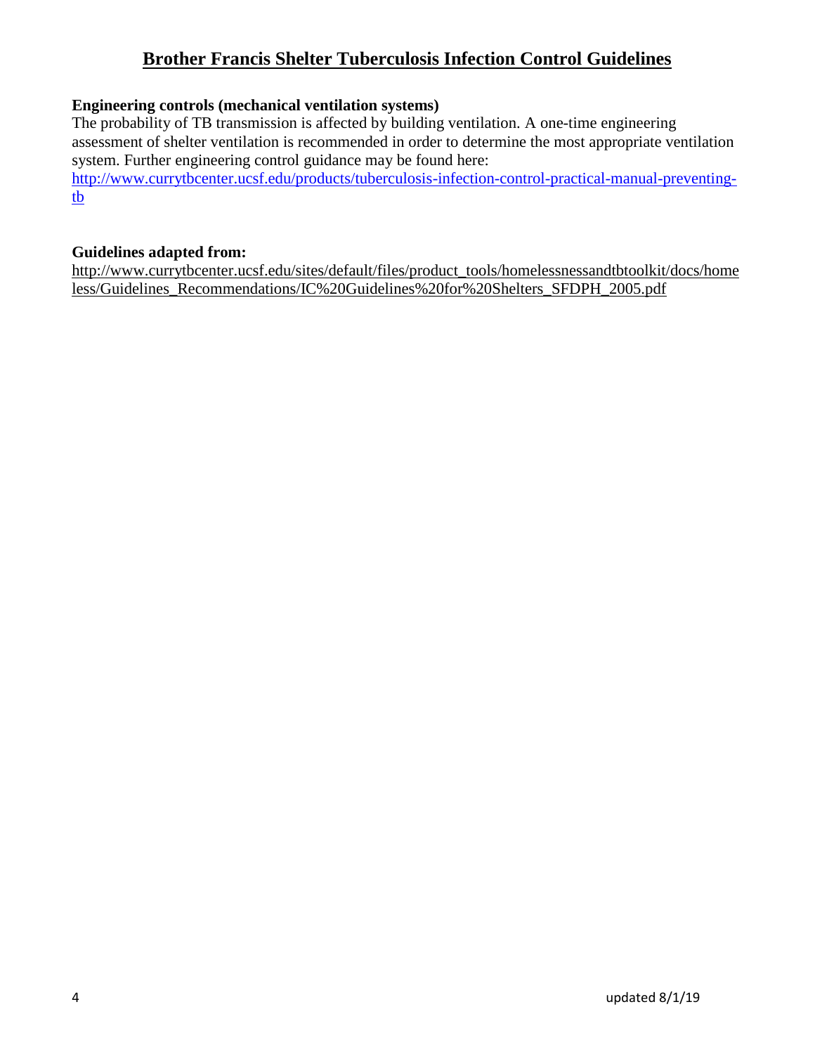## Brother Francis Shelter Tuberculosis Infection Control Guidelines

**Engineering controls (mechanical ventilation systems)**

The probability of TB transmission is affected by building ventilation. A one-time engineering assessment of shelter ventilation is recommended in order to determine the most appropriate ventilation system. Further engineering control guidance may be found here: http://www.currytbcenter.ucsf.edu/products/tuberculosis-infection-control-practical-manual-preventing-tb

**Guidelines adapted from:**

http://www.currytbcenter.ucsf.edu/sites/default/files/product_tools/homelessnessandtbtoolkit/docs/homeless/Guidelines_Recommendations/IC%20Guidelines%20for%20Shelters_SFDPH_2005.pdf

updated 8/1/19